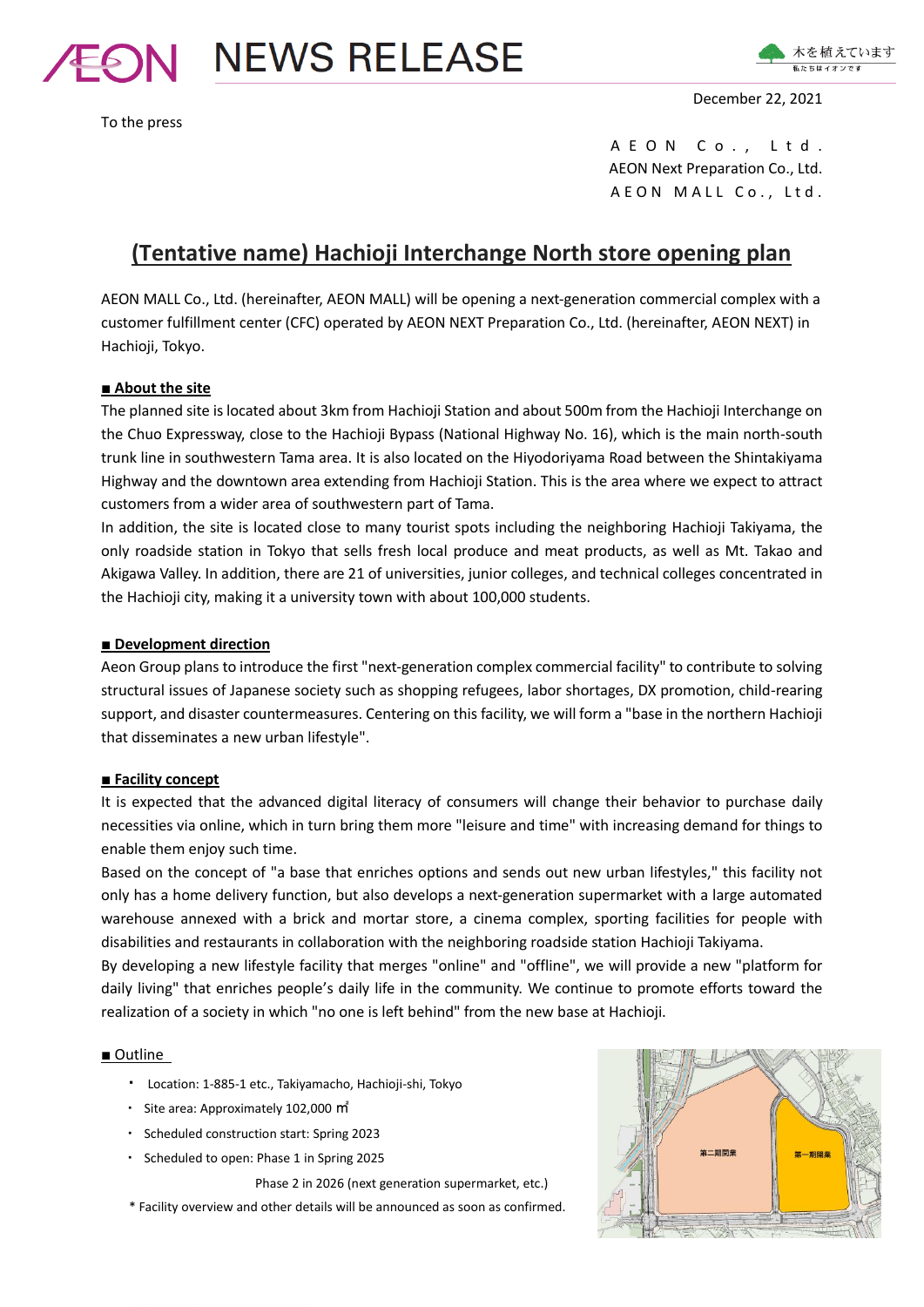NEWS RELEASE

December 22, 2021

To the press

AEON Co., Ltd.
AEON Next Preparation Co., Ltd.
AEON MALL Co., Ltd.

# (Tentative name) Hachioji Interchange North store opening plan

AEON MALL Co., Ltd. (hereinafter, AEON MALL) will be opening a next-generation commercial complex with a customer fulfillment center (CFC) operated by AEON NEXT Preparation Co., Ltd. (hereinafter, AEON NEXT) in Hachioji, Tokyo.

## ■ About the site

The planned site is located about 3km from Hachioji Station and about 500m from the Hachioji Interchange on the Chuo Expressway, close to the Hachioji Bypass (National Highway No. 16), which is the main north-south trunk line in southwestern Tama area. It is also located on the Hiyodoriyama Road between the Shintakiyama Highway and the downtown area extending from Hachioji Station. This is the area where we expect to attract customers from a wider area of southwestern part of Tama.

In addition, the site is located close to many tourist spots including the neighboring Hachioji Takiyama, the only roadside station in Tokyo that sells fresh local produce and meat products, as well as Mt. Takao and Akigawa Valley. In addition, there are 21 of universities, junior colleges, and technical colleges concentrated in the Hachioji city, making it a university town with about 100,000 students.

## ■ Development direction

Aeon Group plans to introduce the first "next-generation complex commercial facility" to contribute to solving structural issues of Japanese society such as shopping refugees, labor shortages, DX promotion, child-rearing support, and disaster countermeasures. Centering on this facility, we will form a "base in the northern Hachioji that disseminates a new urban lifestyle".

## ■ Facility concept

It is expected that the advanced digital literacy of consumers will change their behavior to purchase daily necessities via online, which in turn bring them more "leisure and time" with increasing demand for things to enable them enjoy such time.

Based on the concept of "a base that enriches options and sends out new urban lifestyles," this facility not only has a home delivery function, but also develops a next-generation supermarket with a large automated warehouse annexed with a brick and mortar store, a cinema complex, sporting facilities for people with disabilities and restaurants in collaboration with the neighboring roadside station Hachioji Takiyama.

By developing a new lifestyle facility that merges "online" and "offline", we will provide a new "platform for daily living" that enriches people's daily life in the community. We continue to promote efforts toward the realization of a society in which "no one is left behind" from the new base at Hachioji.

## ■ Outline

- Location: 1-885-1 etc., Takiyamacho, Hachioji-shi, Tokyo
- Site area: Approximately 102,000 ㎡
- Scheduled construction start: Spring 2023
- Scheduled to open: Phase 1 in Spring 2025
  Phase 2 in 2026 (next generation supermarket, etc.)

\* Facility overview and other details will be announced as soon as confirmed.

第二期開業
第一期開業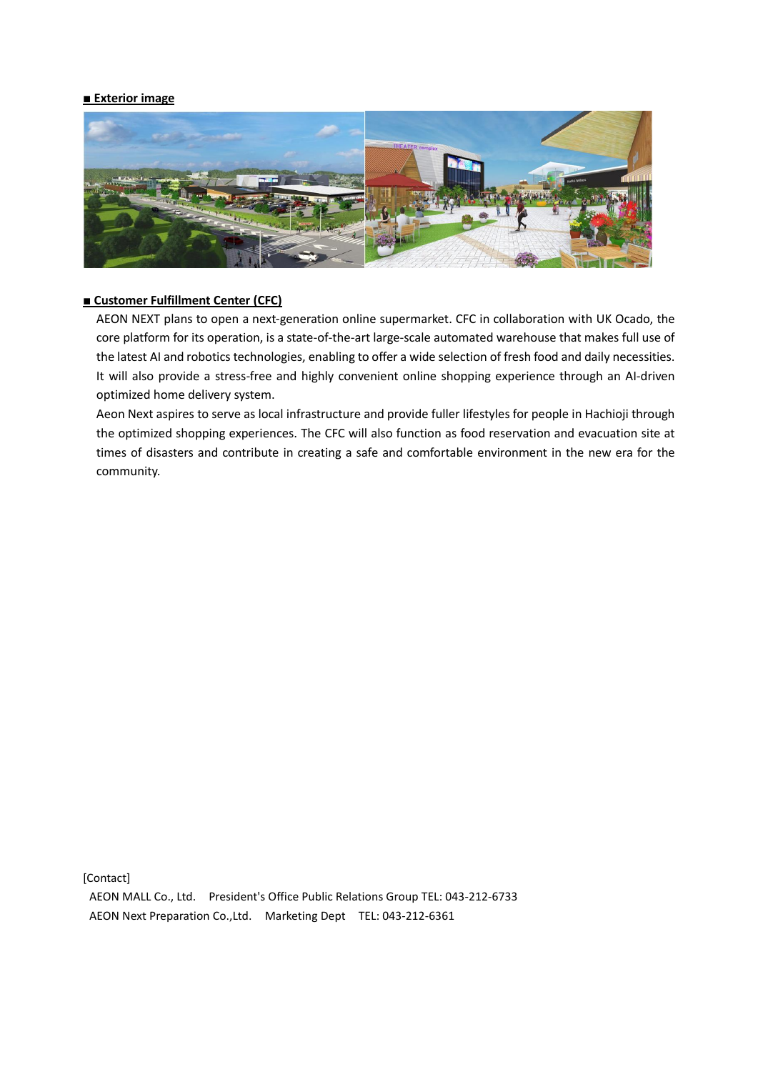**■ Exterior image**

**■ Customer Fulfillment Center (CFC)**

AEON NEXT plans to open a next-generation online supermarket. CFC in collaboration with UK Ocado, the core platform for its operation, is a state-of-the-art large-scale automated warehouse that makes full use of the latest AI and robotics technologies, enabling to offer a wide selection of fresh food and daily necessities. It will also provide a stress-free and highly convenient online shopping experience through an AI-driven optimized home delivery system.

Aeon Next aspires to serve as local infrastructure and provide fuller lifestyles for people in Hachioji through the optimized shopping experiences. The CFC will also function as food reservation and evacuation site at times of disasters and contribute in creating a safe and comfortable environment in the new era for the community.

[Contact]

AEON MALL Co., Ltd. President's Office Public Relations Group TEL: 043-212-6733

AEON Next Preparation Co.,Ltd. Marketing Dept TEL: 043-212-6361